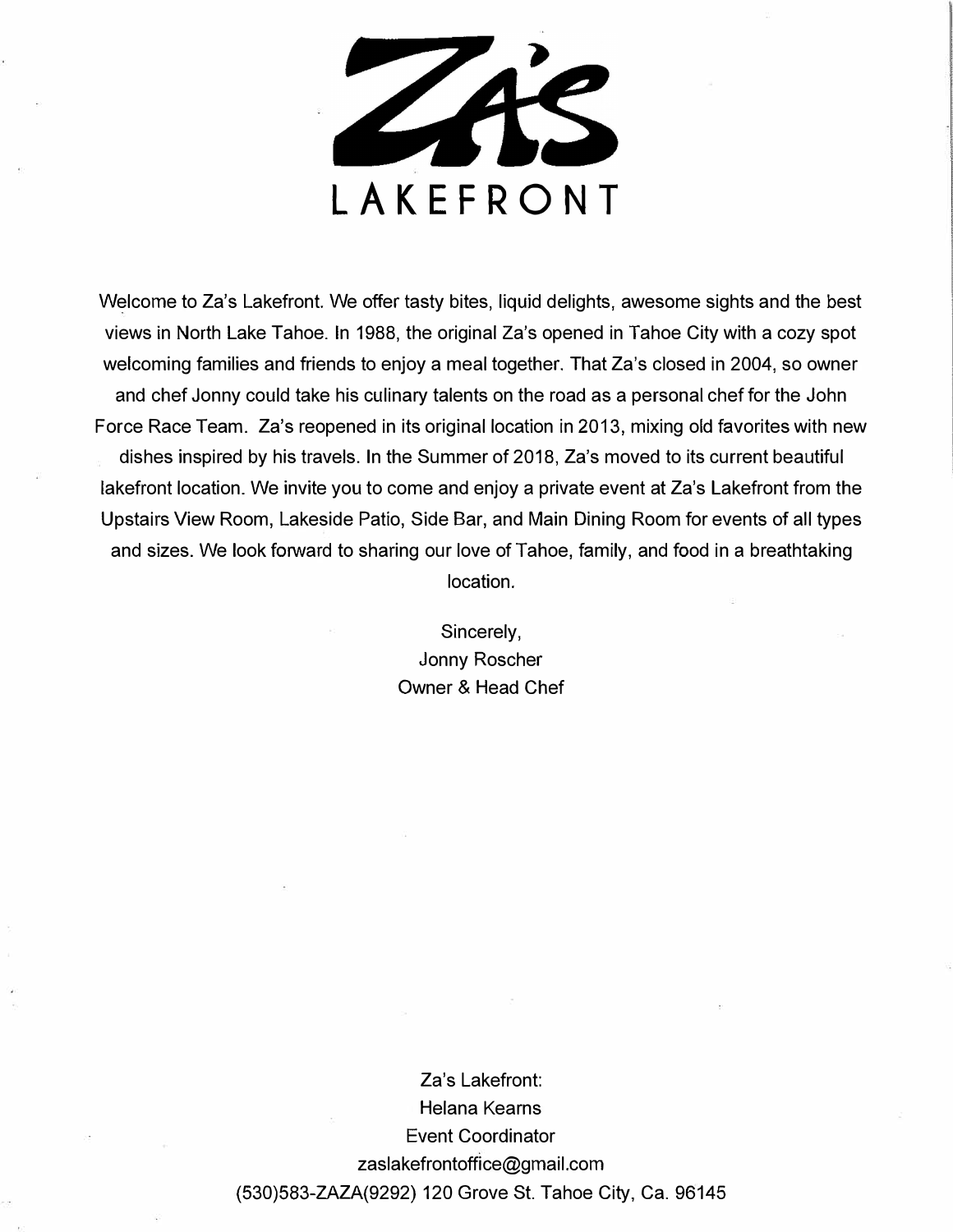# ZA'S LAKEFRONT

Welcome to Za's Lakefront. We offer tasty bites, liquid delights, awesome sights and the best views in North Lake Tahoe. In 1988, the original Za's opened in Tahoe City with a cozy spot welcoming families and friends to enjoy a meal together. That Za's closed in 2004, so owner and chef Jonny could take his culinary talents on the road as a personal chef for the John Force Race Team. Za's reopened in its original location in 2013, mixing old favorites with new dishes inspired by his travels. In the Summer of 2018, Za's moved to its current beautiful lakefront location. We invite you to come and enjoy a private event at Za's Lakefront from the Upstairs View Room, Lakeside Patio, Side Bar, and Main Dining Room for events of all types and sizes. We look forward to sharing our love of Tahoe, family, and food in a breathtaking location.

Sincerely,
Jonny Roscher
Owner & Head Chef

Za's Lakefront:
Helana Kearns
Event Coordinator
zaslakefrontoffice@gmail.com
(530)583-ZAZA(9292) 120 Grove St. Tahoe City, Ca. 96145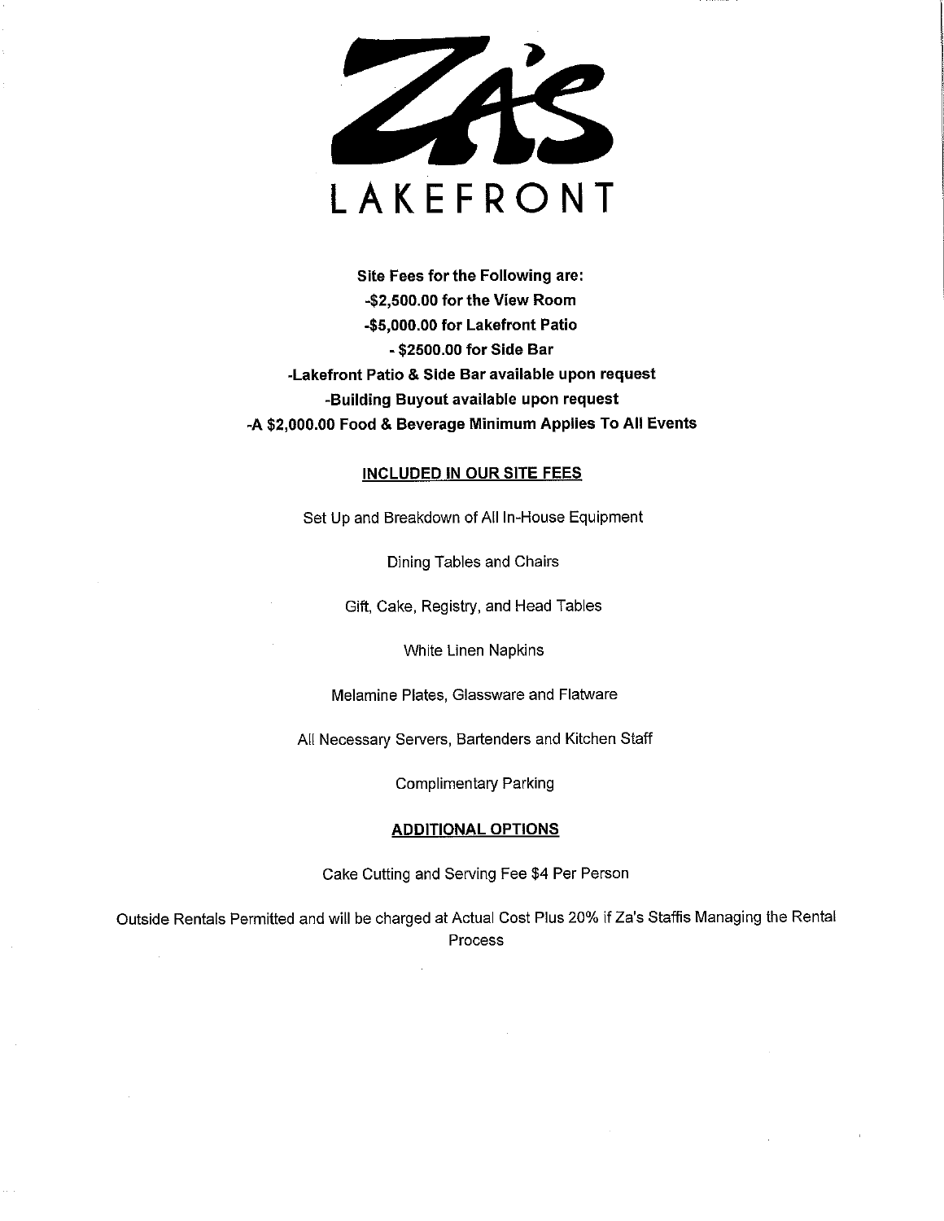# ZA'S LAKEFRONT

**Site Fees for the Following are:**

**-$2,500.00 for the View Room**

**-$5,000.00 for Lakefront Patio**

**- $2500.00 for Side Bar**

**-Lakefront Patio & Side Bar available upon request**

**-Building Buyout available upon request**

**-A $2,000.00 Food & Beverage Minimum Applies To All Events**

## INCLUDED IN OUR SITE FEES

Set Up and Breakdown of All In-House Equipment

Dining Tables and Chairs

Gift, Cake, Registry, and Head Tables

White Linen Napkins

Melamine Plates, Glassware and Flatware

All Necessary Servers, Bartenders and Kitchen Staff

Complimentary Parking

## ADDITIONAL OPTIONS

Cake Cutting and Serving Fee $4 Per Person

Outside Rentals Permitted and will be charged at Actual Cost Plus 20% if Za's Staffis Managing the Rental Process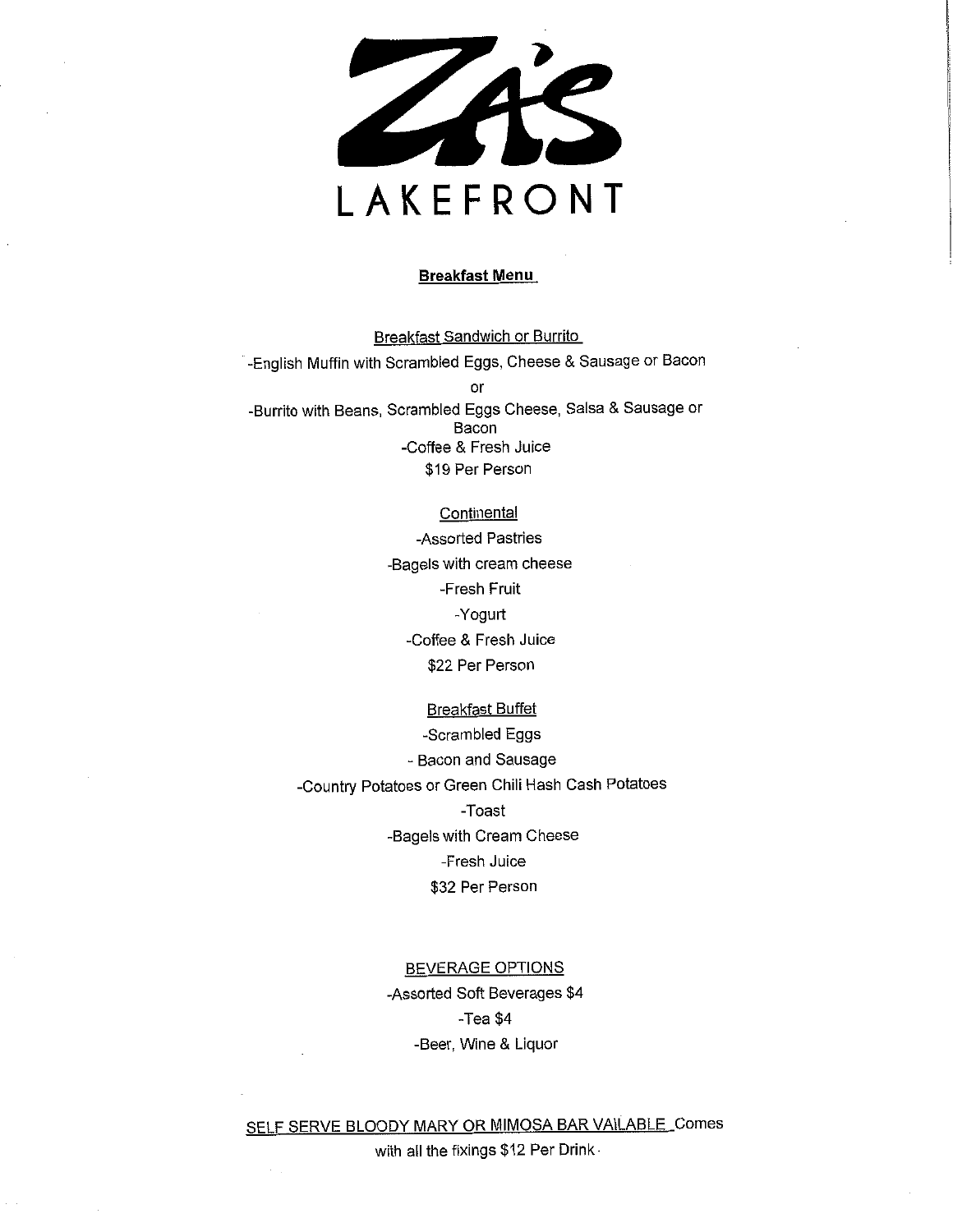# ZA'S LAKEFRONT

## Breakfast Menu

### Breakfast Sandwich or Burrito

-English Muffin with Scrambled Eggs, Cheese & Sausage or Bacon

or

-Burrito with Beans, Scrambled Eggs Cheese, Salsa & Sausage or Bacon

-Coffee & Fresh Juice

$19 Per Person

### Continental

-Assorted Pastries

-Bagels with cream cheese

-Fresh Fruit

-Yogurt

-Coffee & Fresh Juice

$22 Per Person

### Breakfast Buffet

-Scrambled Eggs

- Bacon and Sausage

-Country Potatoes or Green Chili Hash Cash Potatoes

-Toast

-Bagels with Cream Cheese

-Fresh Juice

$32 Per Person

### BEVERAGE OPTIONS

-Assorted Soft Beverages $4

-Tea $4

-Beer, Wine & Liquor

SELF SERVE BLOODY MARY OR MIMOSA BAR VAILABLE Comes with all the fixings $12 Per Drink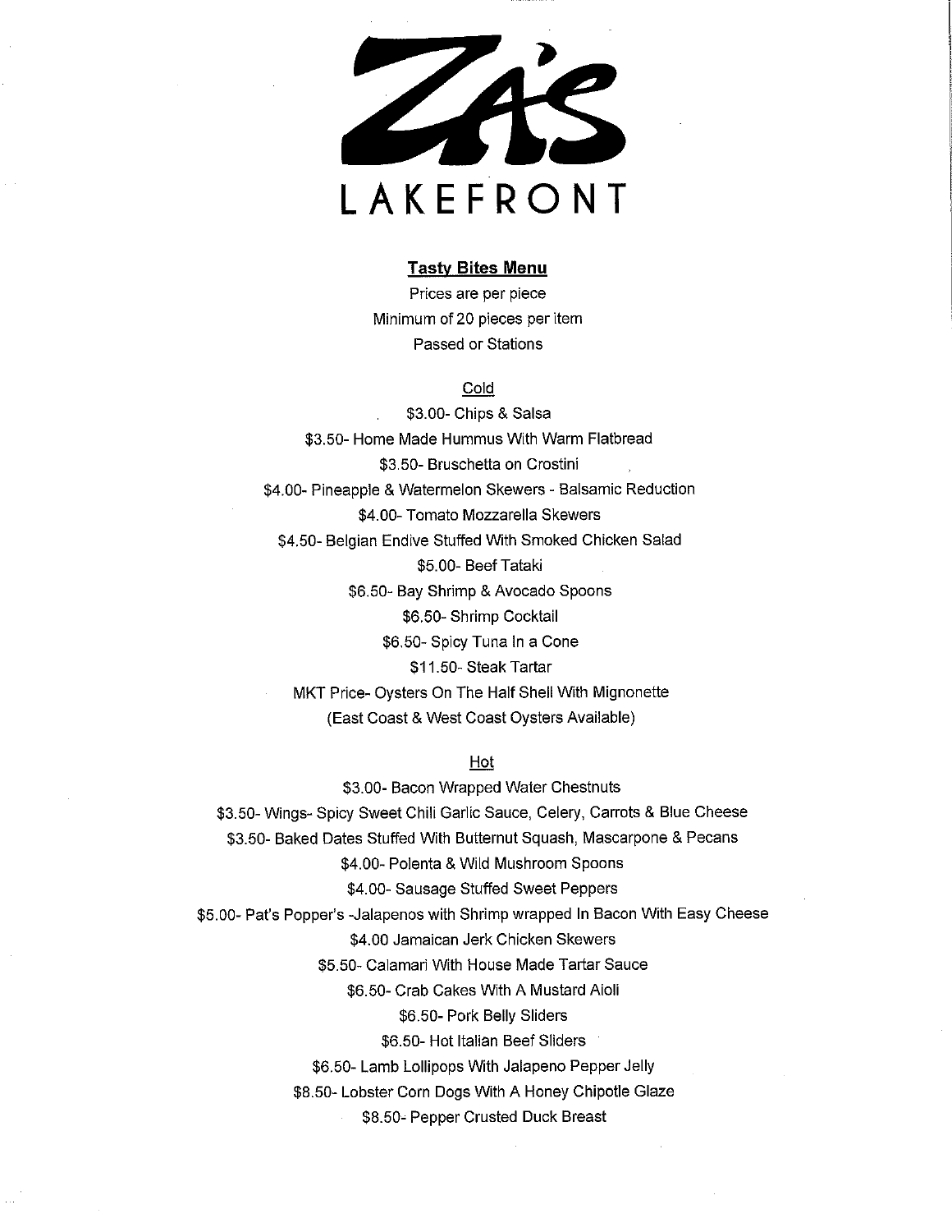# ZA'S

## LAKEFRONT

**<u>Tasty Bites Menu</u>**

Prices are per piece

Minimum of 20 pieces per item

Passed or Stations

<u>Cold</u>

$3.00- Chips & Salsa

$3.50- Home Made Hummus With Warm Flatbread

$3.50- Bruschetta on Crostini

$4.00- Pineapple & Watermelon Skewers - Balsamic Reduction

$4.00- Tomato Mozzarella Skewers

$4.50- Belgian Endive Stuffed With Smoked Chicken Salad

$5.00- Beef Tataki

$6.50- Bay Shrimp & Avocado Spoons

$6.50- Shrimp Cocktail

$6.50- Spicy Tuna In a Cone

$11.50- Steak Tartar

MKT Price- Oysters On The Half Shell With Mignonette

(East Coast & West Coast Oysters Available)

<u>Hot</u>

$3.00- Bacon Wrapped Water Chestnuts

$3.50- Wings- Spicy Sweet Chili Garlic Sauce, Celery, Carrots & Blue Cheese

$3.50- Baked Dates Stuffed With Butternut Squash, Mascarpone & Pecans

$4.00- Polenta & Wild Mushroom Spoons

$4.00- Sausage Stuffed Sweet Peppers

$5.00- Pat's Popper's -Jalapenos with Shrimp wrapped In Bacon With Easy Cheese

$4.00 Jamaican Jerk Chicken Skewers

$5.50- Calamari With House Made Tartar Sauce

$6.50- Crab Cakes With A Mustard Aioli

$6.50- Pork Belly Sliders

$6.50- Hot Italian Beef Sliders

$6.50- Lamb Lollipops With Jalapeno Pepper Jelly

$8.50- Lobster Corn Dogs With A Honey Chipotle Glaze

$8.50- Pepper Crusted Duck Breast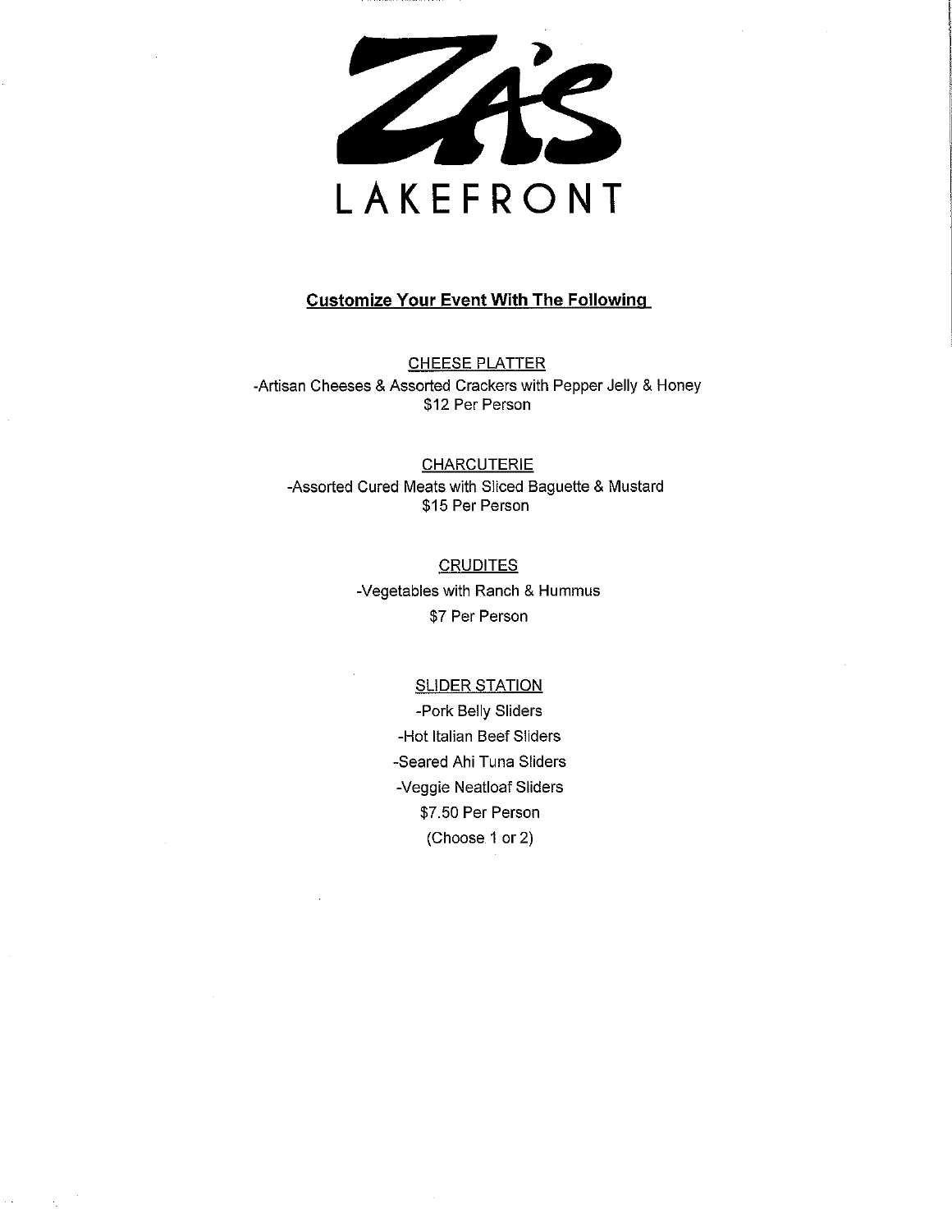# ZA'S LAKEFRONT

**Customize Your Event With The Following**

CHEESE PLATTER

-Artisan Cheeses & Assorted Crackers with Pepper Jelly & Honey

$12 Per Person

CHARCUTERIE

-Assorted Cured Meats with Sliced Baguette & Mustard

$15 Per Person

CRUDITES

-Vegetables with Ranch & Hummus

$7 Per Person

SLIDER STATION

-Pork Belly Sliders

-Hot Italian Beef Sliders

-Seared Ahi Tuna Sliders

-Veggie Neatloaf Sliders

$7.50 Per Person

(Choose 1 or 2)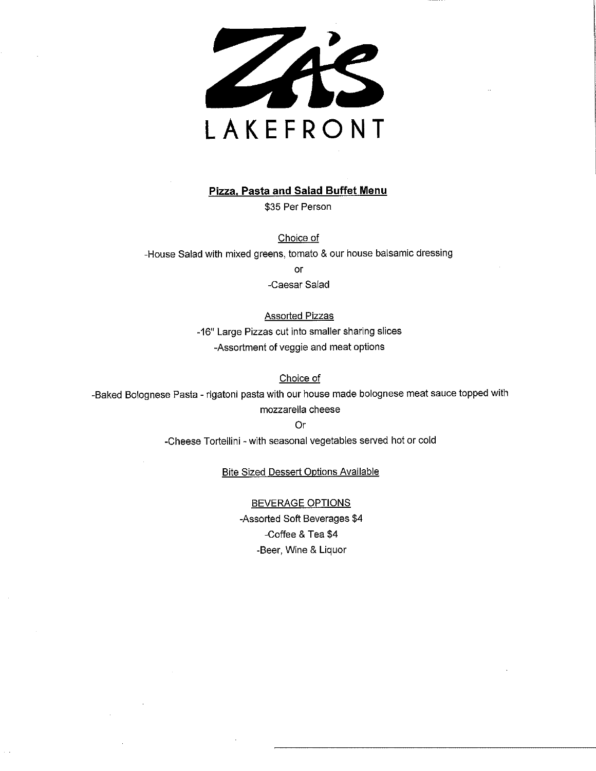# ZA'S LAKEFRONT

## **Pizza, Pasta and Salad Buffet Menu**

$35 Per Person

Choice of

-House Salad with mixed greens, tomato & our house balsamic dressing

or

-Caesar Salad

Assorted Pizzas

-16" Large Pizzas cut into smaller sharing slices

-Assortment of veggie and meat options

Choice of

-Baked Bolognese Pasta - rigatoni pasta with our house made bolognese meat sauce topped with mozzarella cheese

Or

-Cheese Tortellini - with seasonal vegetables served hot or cold

Bite Sized Dessert Options Available

BEVERAGE OPTIONS

-Assorted Soft Beverages $4

-Coffee & Tea $4

-Beer, Wine & Liquor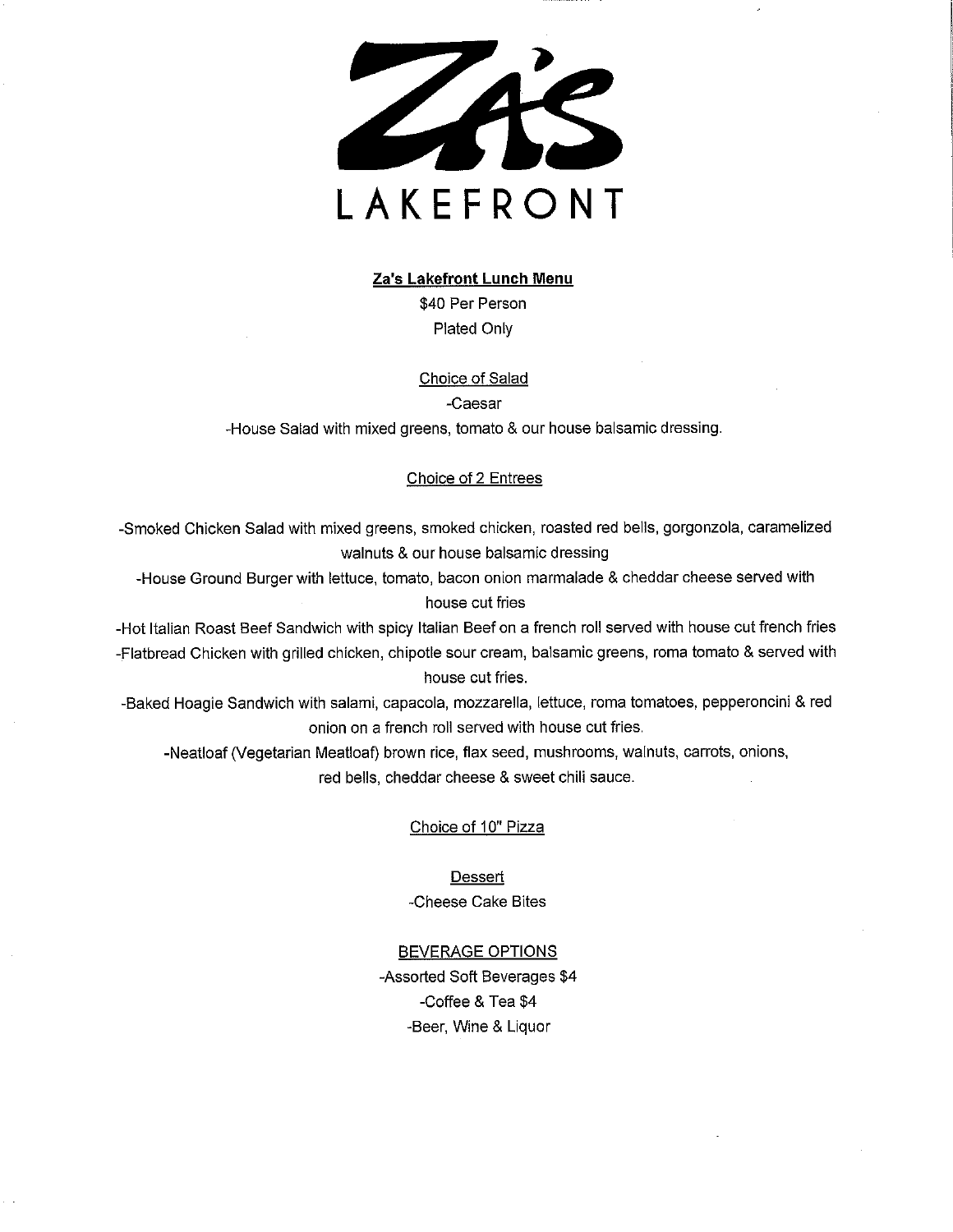# Za's LAKEFRONT

**Za's Lakefront Lunch Menu**

$40 Per Person

Plated Only

Choice of Salad

-Caesar

-House Salad with mixed greens, tomato & our house balsamic dressing.

Choice of 2 Entrees

-Smoked Chicken Salad with mixed greens, smoked chicken, roasted red bells, gorgonzola, caramelized walnuts & our house balsamic dressing

-House Ground Burger with lettuce, tomato, bacon onion marmalade & cheddar cheese served with house cut fries

-Hot Italian Roast Beef Sandwich with spicy Italian Beef on a french roll served with house cut french fries

-Flatbread Chicken with grilled chicken, chipotle sour cream, balsamic greens, roma tomato & served with house cut fries.

-Baked Hoagie Sandwich with salami, capacola, mozzarella, lettuce, roma tomatoes, pepperoncini & red onion on a french roll served with house cut fries.

-Neatloaf (Vegetarian Meatloaf) brown rice, flax seed, mushrooms, walnuts, carrots, onions, red bells, cheddar cheese & sweet chili sauce.

Choice of 10" Pizza

Dessert

-Cheese Cake Bites

BEVERAGE OPTIONS

-Assorted Soft Beverages $4

-Coffee & Tea $4

-Beer, Wine & Liquor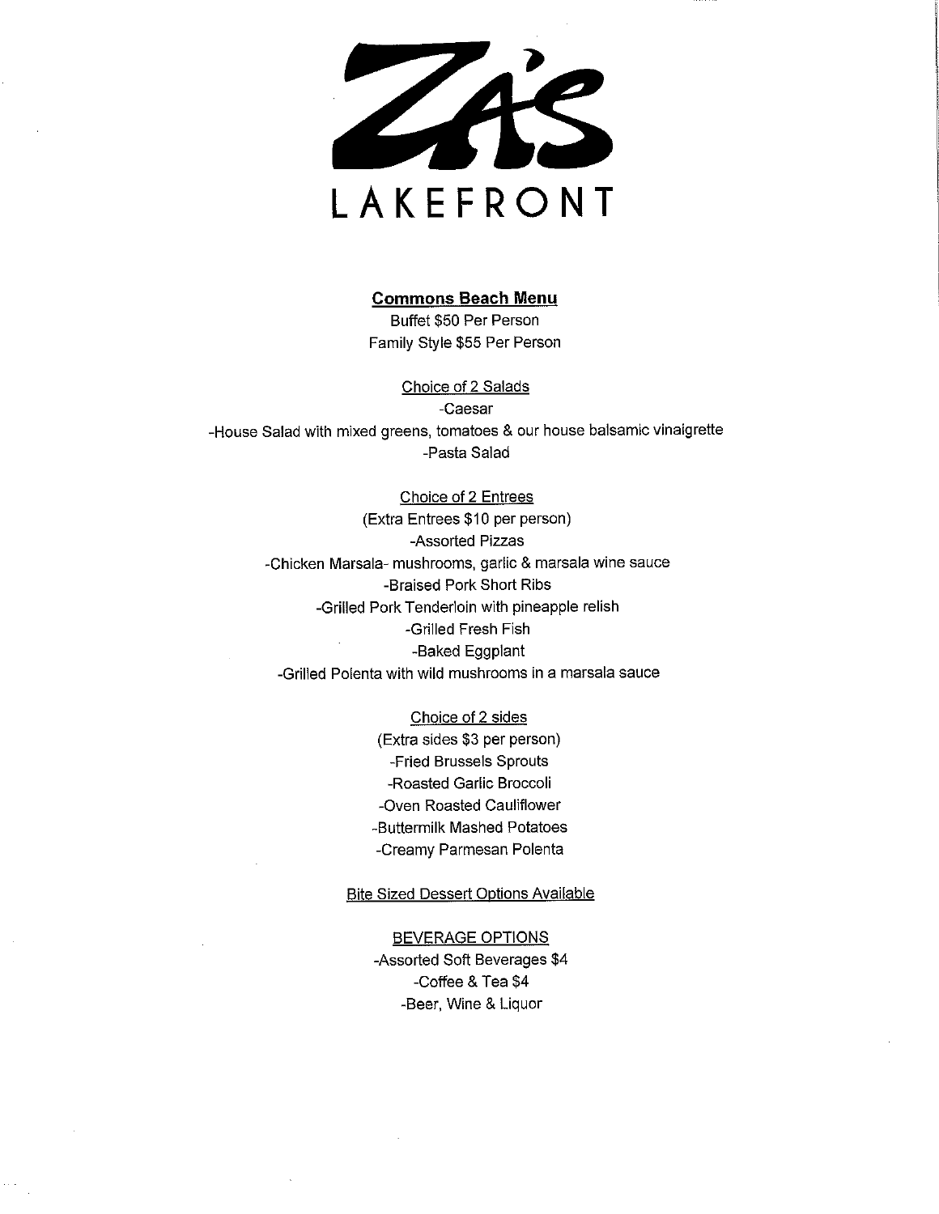# ZA'S
## LAKEFRONT

**Commons Beach Menu**

Buffet $50 Per Person

Family Style $55 Per Person

Choice of 2 Salads

-Caesar

-House Salad with mixed greens, tomatoes & our house balsamic vinaigrette

-Pasta Salad

Choice of 2 Entrees

(Extra Entrees $10 per person)

-Assorted Pizzas

-Chicken Marsala- mushrooms, garlic & marsala wine sauce

-Braised Pork Short Ribs

-Grilled Pork Tenderloin with pineapple relish

-Grilled Fresh Fish

-Baked Eggplant

-Grilled Polenta with wild mushrooms in a marsala sauce

Choice of 2 sides

(Extra sides $3 per person)

-Fried Brussels Sprouts

-Roasted Garlic Broccoli

-Oven Roasted Cauliflower

-Buttermilk Mashed Potatoes

-Creamy Parmesan Polenta

Bite Sized Dessert Options Available

BEVERAGE OPTIONS

-Assorted Soft Beverages $4

-Coffee & Tea $4

-Beer, Wine & Liquor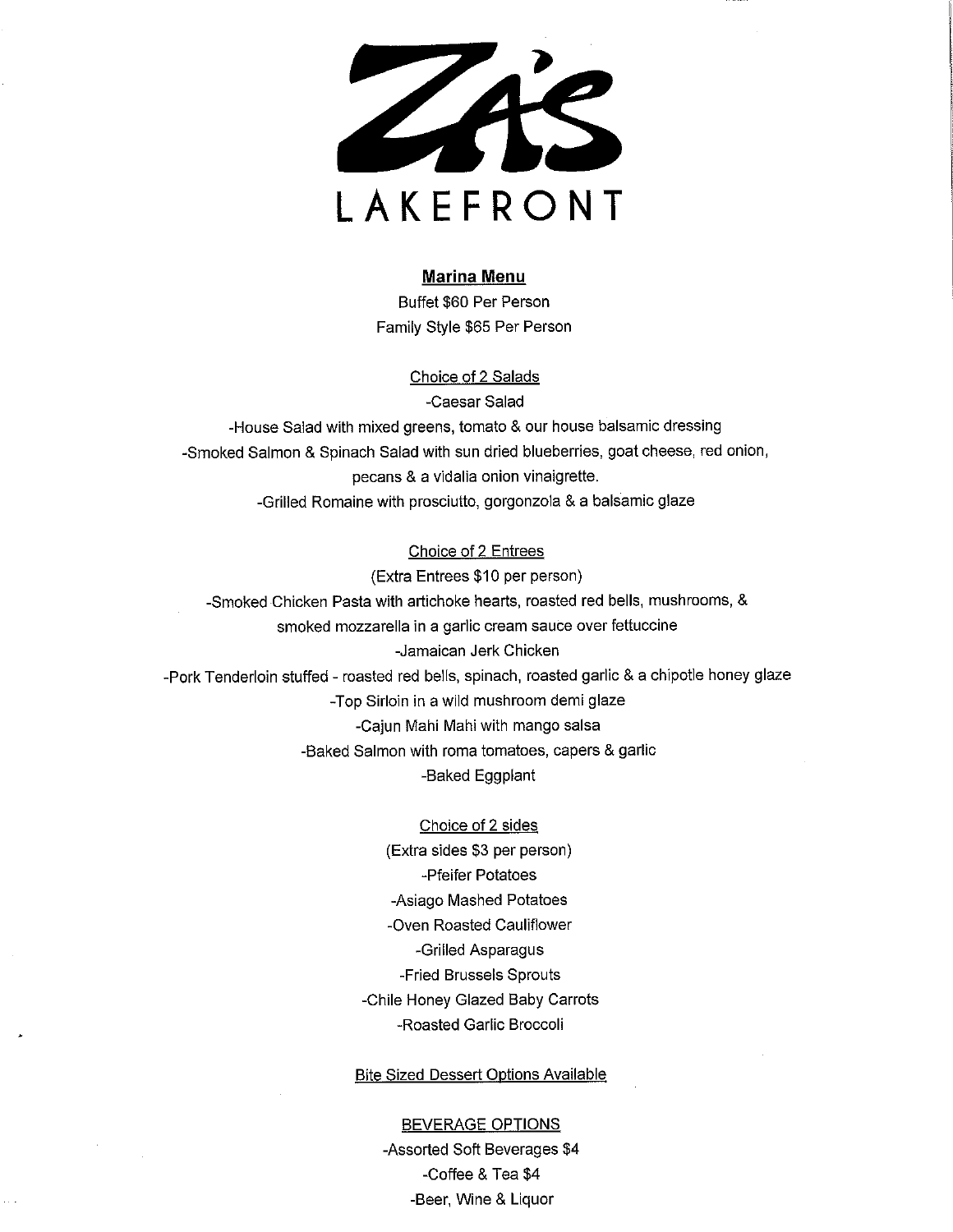# ZA'S
## LAKEFRONT

**Marina Menu**

Buffet $60 Per Person

Family Style $65 Per Person

Choice of 2 Salads

-Caesar Salad

-House Salad with mixed greens, tomato & our house balsamic dressing

-Smoked Salmon & Spinach Salad with sun dried blueberries, goat cheese, red onion, pecans & a vidalia onion vinaigrette.

-Grilled Romaine with prosciutto, gorgonzola & a balsamic glaze

Choice of 2 Entrees

(Extra Entrees $10 per person)

-Smoked Chicken Pasta with artichoke hearts, roasted red bells, mushrooms, & smoked mozzarella in a garlic cream sauce over fettuccine

-Jamaican Jerk Chicken

-Pork Tenderloin stuffed - roasted red bells, spinach, roasted garlic & a chipotle honey glaze

-Top Sirloin in a wild mushroom demi glaze

-Cajun Mahi Mahi with mango salsa

-Baked Salmon with roma tomatoes, capers & garlic

-Baked Eggplant

Choice of 2 sides

(Extra sides $3 per person)

-Pfeifer Potatoes

-Asiago Mashed Potatoes

-Oven Roasted Cauliflower

-Grilled Asparagus

-Fried Brussels Sprouts

-Chile Honey Glazed Baby Carrots

-Roasted Garlic Broccoli

Bite Sized Dessert Options Available

BEVERAGE OPTIONS

-Assorted Soft Beverages $4

-Coffee & Tea $4

-Beer, Wine & Liquor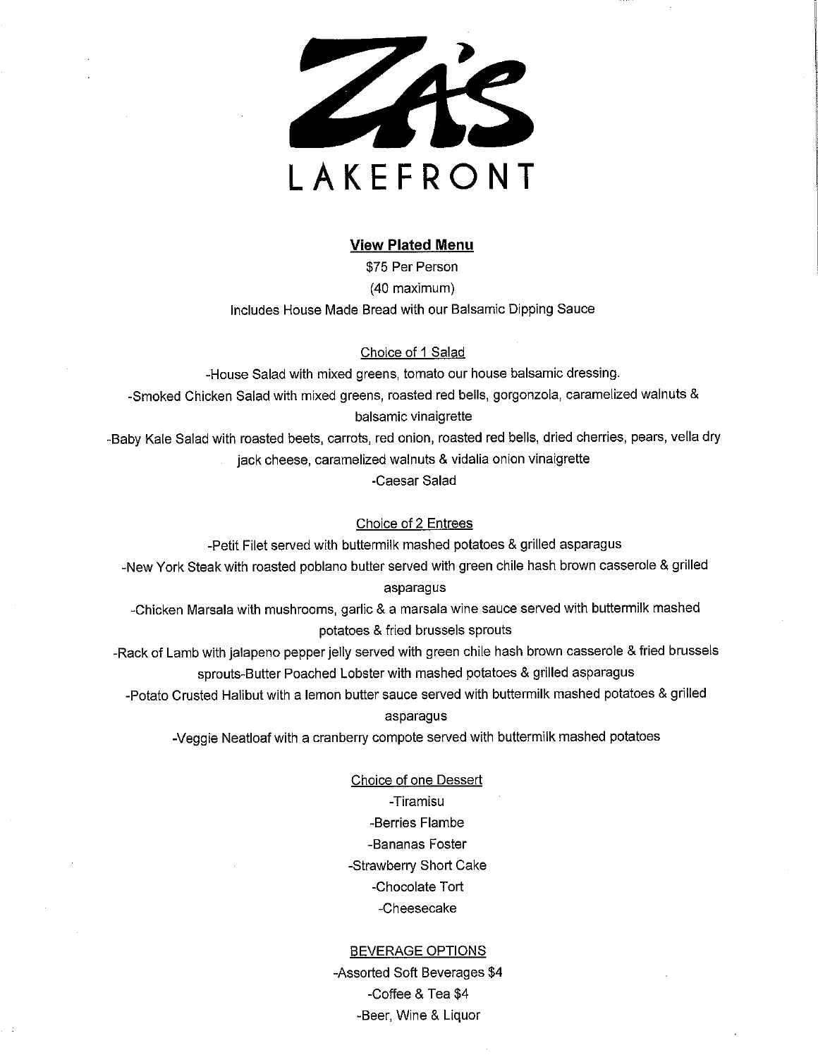# ZA'S LAKEFRONT

## View Plated Menu

$75 Per Person

(40 maximum)

Includes House Made Bread with our Balsamic Dipping Sauce

### Choice of 1 Salad

-House Salad with mixed greens, tomato our house balsamic dressing.

-Smoked Chicken Salad with mixed greens, roasted red bells, gorgonzola, caramelized walnuts & balsamic vinaigrette

-Baby Kale Salad with roasted beets, carrots, red onion, roasted red bells, dried cherries, pears, vella dry jack cheese, caramelized walnuts & vidalia onion vinaigrette

-Caesar Salad

### Choice of 2 Entrees

-Petit Filet served with buttermilk mashed potatoes & grilled asparagus

-New York Steak with roasted poblano butter served with green chile hash brown casserole & grilled asparagus

-Chicken Marsala with mushrooms, garlic & a marsala wine sauce served with buttermilk mashed potatoes & fried brussels sprouts

-Rack of Lamb with jalapeno pepper jelly served with green chile hash brown casserole & fried brussels sprouts-Butter Poached Lobster with mashed potatoes & grilled asparagus

-Potato Crusted Halibut with a lemon butter sauce served with buttermilk mashed potatoes & grilled asparagus

-Veggie Neatloaf with a cranberry compote served with buttermilk mashed potatoes

### Choice of one Dessert

-Tiramisu

-Berries Flambe

-Bananas Foster

-Strawberry Short Cake

-Chocolate Tort

-Cheesecake

### BEVERAGE OPTIONS

-Assorted Soft Beverages $4

-Coffee & Tea $4

-Beer, Wine & Liquor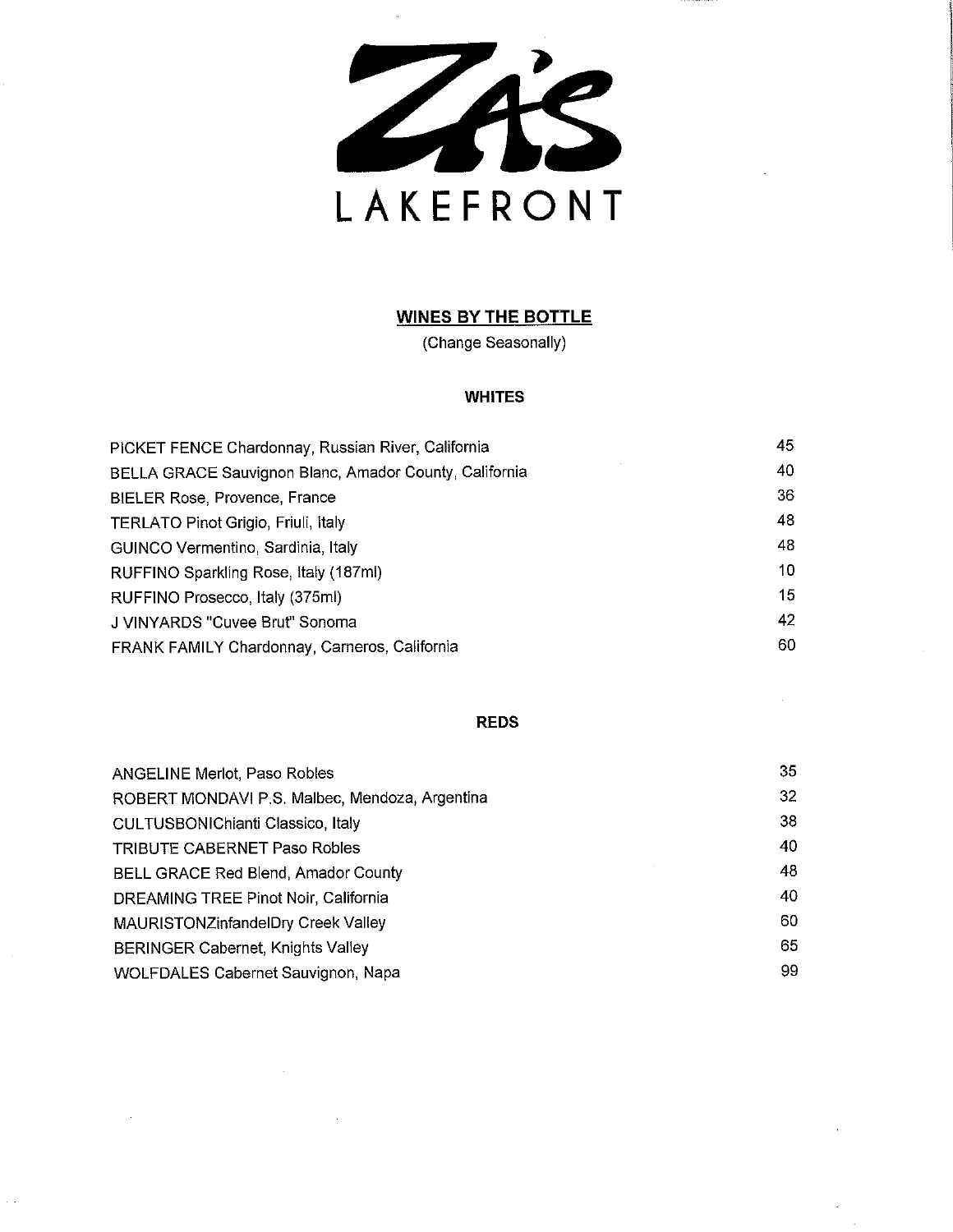# ZA'S

LAKEFRONT

## WINES BY THE BOTTLE

(Change Seasonally)

### WHITES

| | |
|---|---|
| PICKET FENCE Chardonnay, Russian River, California | 45 |
| BELLA GRACE Sauvignon Blanc, Amador County, California | 40 |
| BIELER Rose, Provence, France | 36 |
| TERLATO Pinot Grigio, Friuli, Italy | 48 |
| GUINCO Vermentino, Sardinia, Italy | 48 |
| RUFFINO Sparkling Rose, Italy (187ml) | 10 |
| RUFFINO Prosecco, Italy (375ml) | 15 |
| J VINYARDS "Cuvee Brut" Sonoma | 42 |
| FRANK FAMILY Chardonnay, Carneros, California | 60 |

### REDS

| | |
|---|---|
| ANGELINE Merlot, Paso Robles | 35 |
| ROBERT MONDAVI P.S. Malbec, Mendoza, Argentina | 32 |
| CULTUSBONIChianti Classico, Italy | 38 |
| TRIBUTE CABERNET Paso Robles | 40 |
| BELL GRACE Red Blend, Amador County | 48 |
| DREAMING TREE Pinot Noir, California | 40 |
| MAURISTONZinfandelDry Creek Valley | 60 |
| BERINGER Cabernet, Knights Valley | 65 |
| WOLFDALES Cabernet Sauvignon, Napa | 99 |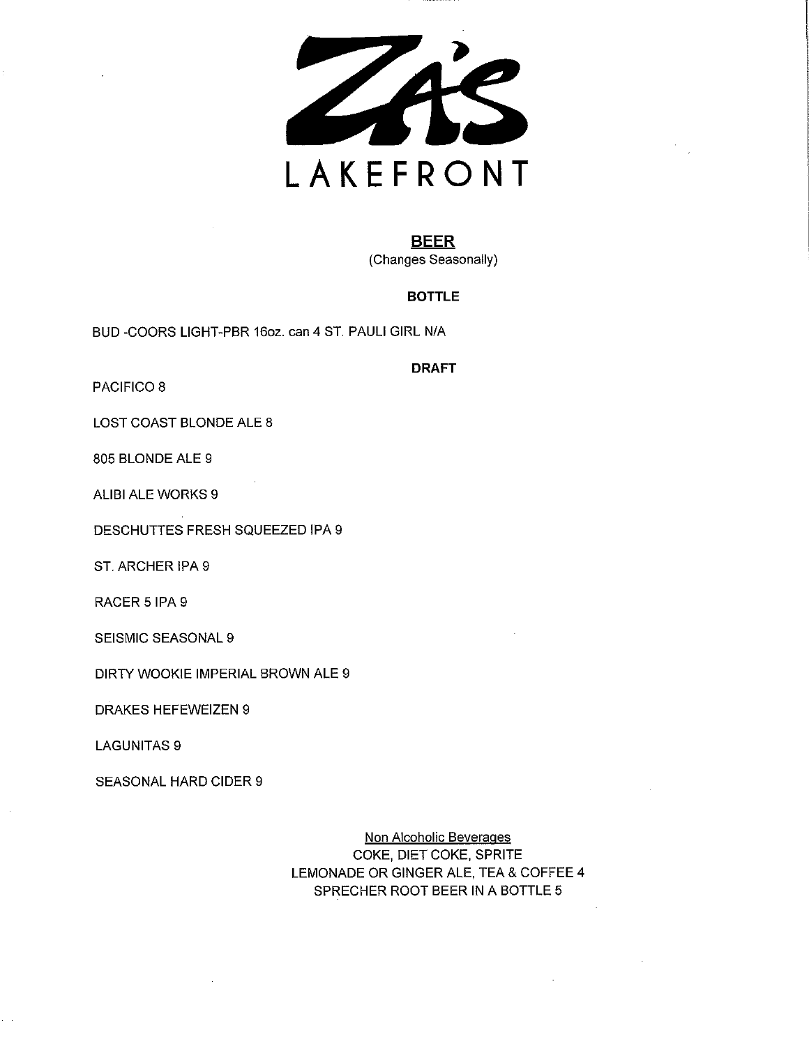# ZA'S LAKEFRONT

## BEER

(Changes Seasonally)

### BOTTLE

BUD -COORS LIGHT-PBR 16oz. can 4 ST. PAULI GIRL N/A

### DRAFT

PACIFICO 8

LOST COAST BLONDE ALE 8

805 BLONDE ALE 9

ALIBI ALE WORKS 9

DESCHUTTES FRESH SQUEEZED IPA 9

ST. ARCHER IPA 9

RACER 5 IPA 9

SEISMIC SEASONAL 9

DIRTY WOOKIE IMPERIAL BROWN ALE 9

DRAKES HEFEWEIZEN 9

LAGUNITAS 9

SEASONAL HARD CIDER 9

Non Alcoholic Beverages

COKE, DIET COKE, SPRITE

LEMONADE OR GINGER ALE, TEA & COFFEE 4

SPRECHER ROOT BEER IN A BOTTLE 5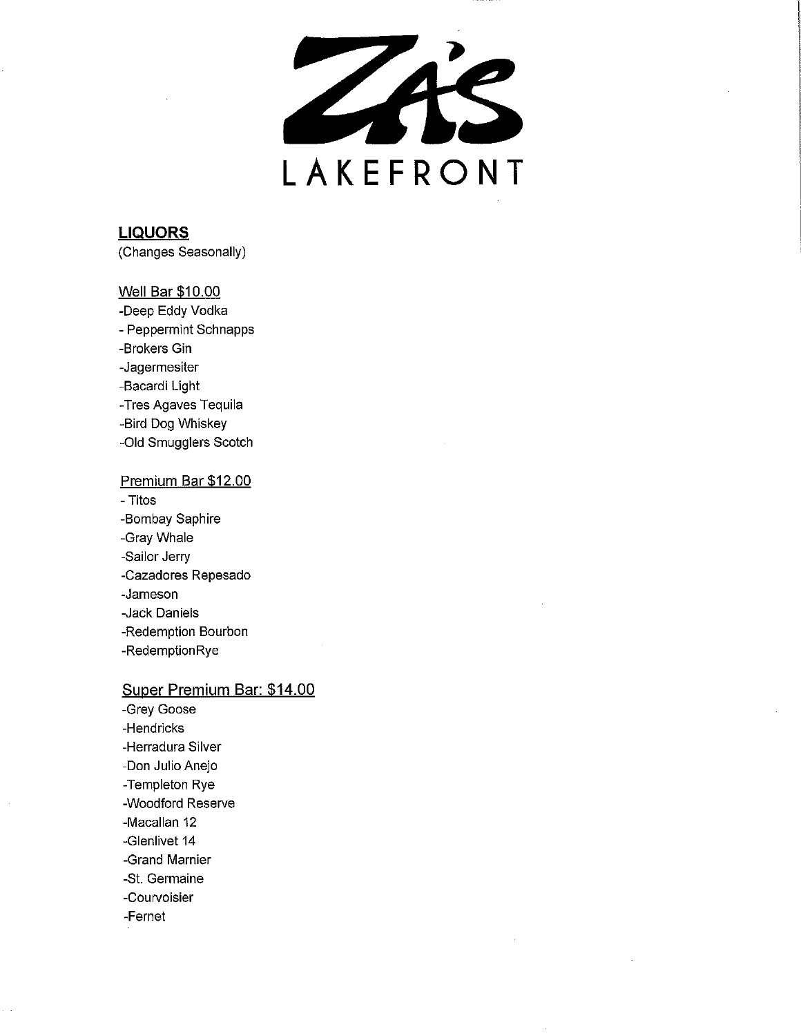# ZA'S LAKEFRONT

## LIQUORS

(Changes Seasonally)

### Well Bar $10.00

-Deep Eddy Vodka
- Peppermint Schnapps
-Brokers Gin
-Jagermesiter
-Bacardi Light
-Tres Agaves Tequila
-Bird Dog Whiskey
-Old Smugglers Scotch

### Premium Bar $12.00

- Titos
-Bombay Saphire
-Gray Whale
-Sailor Jerry
-Cazadores Repesado
-Jameson
-Jack Daniels
-Redemption Bourbon
-RedemptionRye

### Super Premium Bar: $14.00

-Grey Goose
-Hendricks
-Herradura Silver
-Don Julio Anejo
-Templeton Rye
-Woodford Reserve
-Macallan 12
-Glenlivet 14
-Grand Marnier
-St. Germaine
-Courvoisier
-Fernet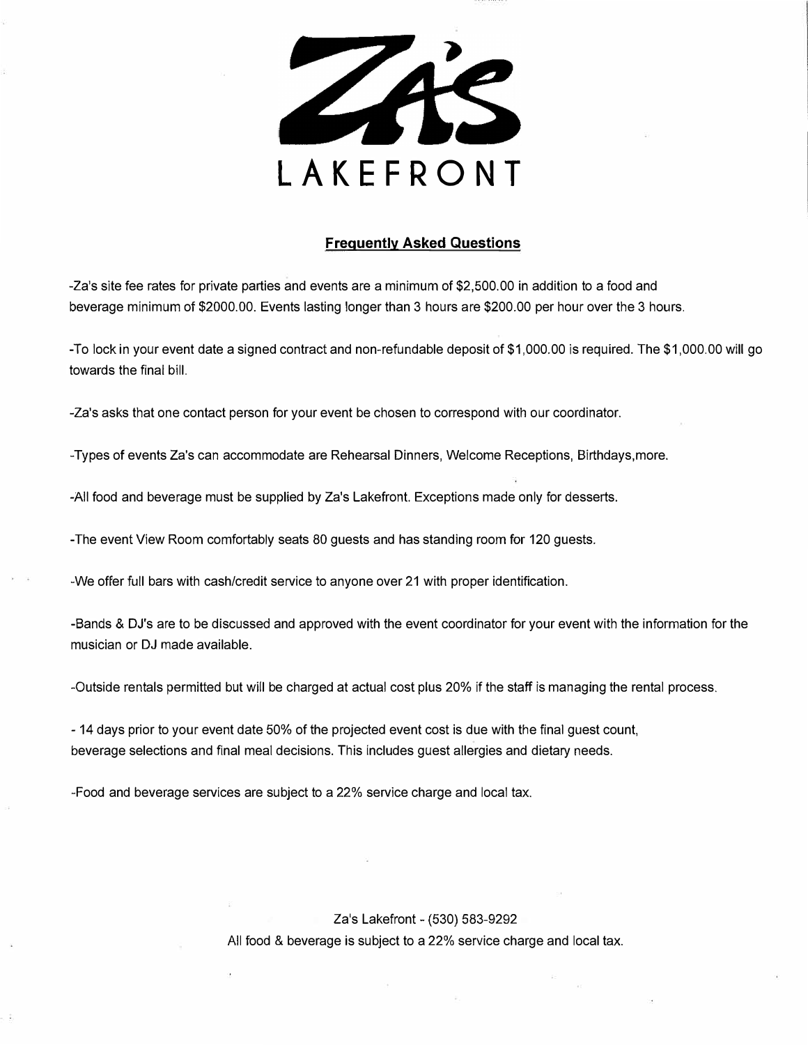# Za's
# LAKEFRONT

## Frequently Asked Questions

-Za's site fee rates for private parties and events are a minimum of $2,500.00 in addition to a food and beverage minimum of $2000.00. Events lasting longer than 3 hours are $200.00 per hour over the 3 hours.

-To lock in your event date a signed contract and non-refundable deposit of $1,000.00 is required. The $1,000.00 will go towards the final bill.

-Za's asks that one contact person for your event be chosen to correspond with our coordinator.

-Types of events Za's can accommodate are Rehearsal Dinners, Welcome Receptions, Birthdays,more.

-All food and beverage must be supplied by Za's Lakefront. Exceptions made only for desserts.

-The event View Room comfortably seats 80 guests and has standing room for 120 guests.

-We offer full bars with cash/credit service to anyone over 21 with proper identification.

-Bands & DJ's are to be discussed and approved with the event coordinator for your event with the information for the musician or DJ made available.

-Outside rentals permitted but will be charged at actual cost plus 20% if the staff is managing the rental process.

- 14 days prior to your event date 50% of the projected event cost is due with the final guest count, beverage selections and final meal decisions. This includes guest allergies and dietary needs.

-Food and beverage services are subject to a 22% service charge and local tax.

Za's Lakefront - (530) 583-9292
All food & beverage is subject to a 22% service charge and local tax.